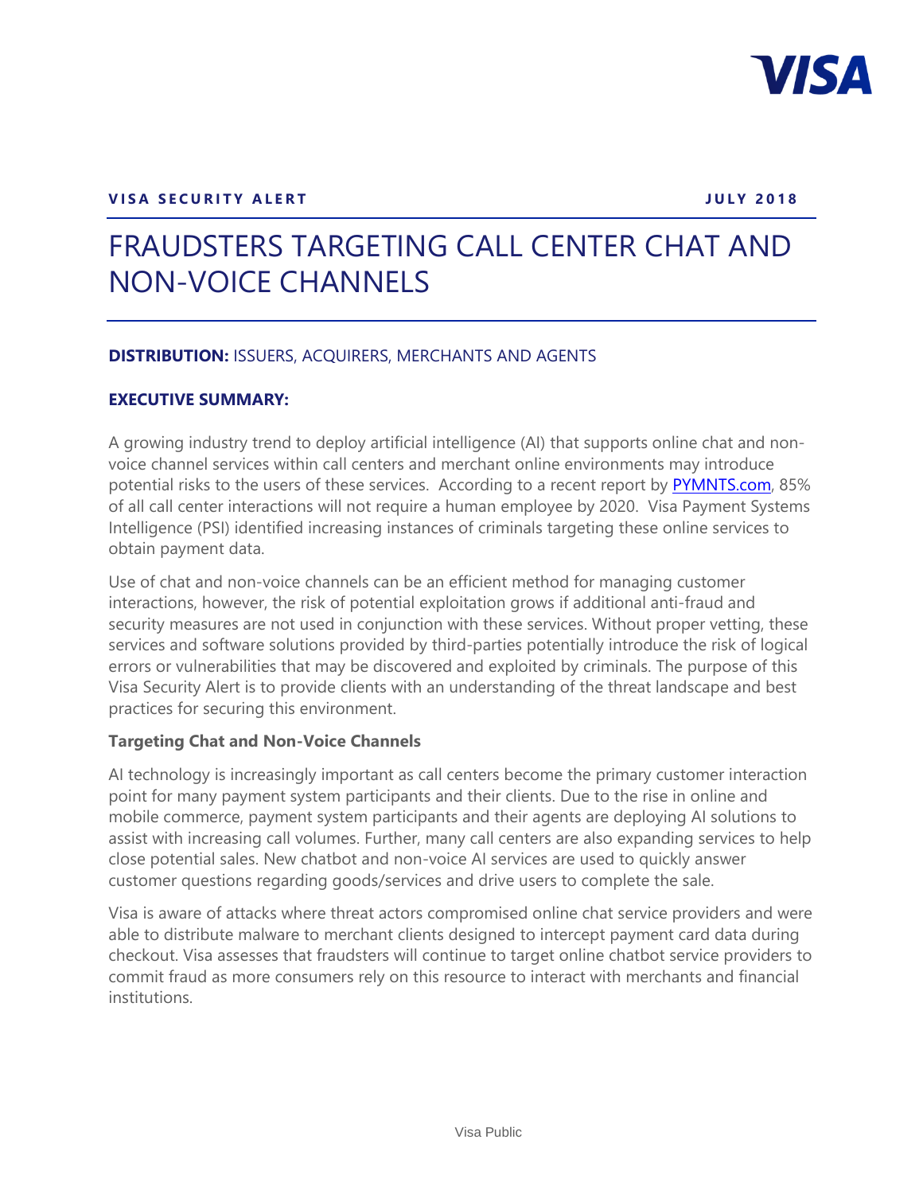**VISA SECURITY ALERT** **JULY 2018**

# FRAUDSTERS TARGETING CALL CENTER CHAT AND NON-VOICE CHANNELS

**DISTRIBUTION:** ISSUERS, ACQUIRERS, MERCHANTS AND AGENTS

**EXECUTIVE SUMMARY:**

A growing industry trend to deploy artificial intelligence (AI) that supports online chat and non-voice channel services within call centers and merchant online environments may introduce potential risks to the users of these services. According to a recent report by PYMNTS.com, 85% of all call center interactions will not require a human employee by 2020. Visa Payment Systems Intelligence (PSI) identified increasing instances of criminals targeting these online services to obtain payment data.

Use of chat and non-voice channels can be an efficient method for managing customer interactions, however, the risk of potential exploitation grows if additional anti-fraud and security measures are not used in conjunction with these services. Without proper vetting, these services and software solutions provided by third-parties potentially introduce the risk of logical errors or vulnerabilities that may be discovered and exploited by criminals. The purpose of this Visa Security Alert is to provide clients with an understanding of the threat landscape and best practices for securing this environment.

**Targeting Chat and Non-Voice Channels**

AI technology is increasingly important as call centers become the primary customer interaction point for many payment system participants and their clients. Due to the rise in online and mobile commerce, payment system participants and their agents are deploying AI solutions to assist with increasing call volumes. Further, many call centers are also expanding services to help close potential sales. New chatbot and non-voice AI services are used to quickly answer customer questions regarding goods/services and drive users to complete the sale.

Visa is aware of attacks where threat actors compromised online chat service providers and were able to distribute malware to merchant clients designed to intercept payment card data during checkout. Visa assesses that fraudsters will continue to target online chatbot service providers to commit fraud as more consumers rely on this resource to interact with merchants and financial institutions.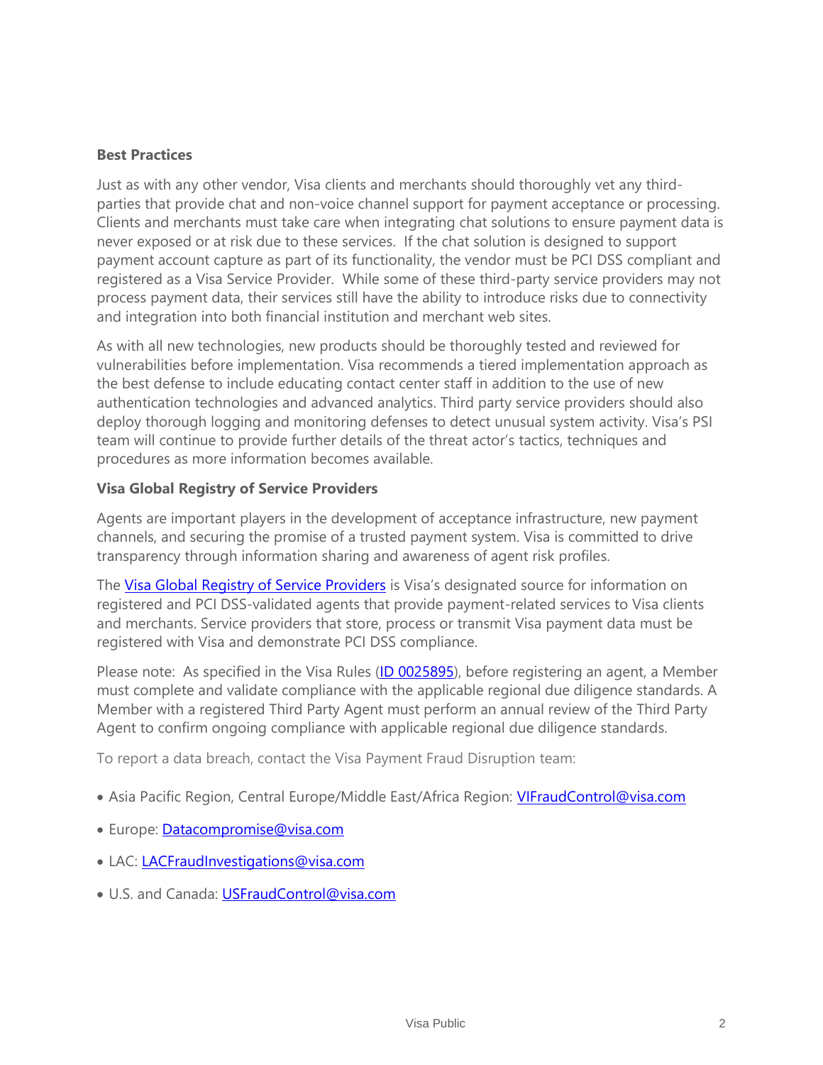**Best Practices**

Just as with any other vendor, Visa clients and merchants should thoroughly vet any third-parties that provide chat and non-voice channel support for payment acceptance or processing. Clients and merchants must take care when integrating chat solutions to ensure payment data is never exposed or at risk due to these services. If the chat solution is designed to support payment account capture as part of its functionality, the vendor must be PCI DSS compliant and registered as a Visa Service Provider. While some of these third-party service providers may not process payment data, their services still have the ability to introduce risks due to connectivity and integration into both financial institution and merchant web sites.

As with all new technologies, new products should be thoroughly tested and reviewed for vulnerabilities before implementation. Visa recommends a tiered implementation approach as the best defense to include educating contact center staff in addition to the use of new authentication technologies and advanced analytics. Third party service providers should also deploy thorough logging and monitoring defenses to detect unusual system activity. Visa's PSI team will continue to provide further details of the threat actor's tactics, techniques and procedures as more information becomes available.

**Visa Global Registry of Service Providers**

Agents are important players in the development of acceptance infrastructure, new payment channels, and securing the promise of a trusted payment system. Visa is committed to drive transparency through information sharing and awareness of agent risk profiles.

The Visa Global Registry of Service Providers is Visa's designated source for information on registered and PCI DSS-validated agents that provide payment-related services to Visa clients and merchants. Service providers that store, process or transmit Visa payment data must be registered with Visa and demonstrate PCI DSS compliance.

Please note: As specified in the Visa Rules (ID 0025895), before registering an agent, a Member must complete and validate compliance with the applicable regional due diligence standards. A Member with a registered Third Party Agent must perform an annual review of the Third Party Agent to confirm ongoing compliance with applicable regional due diligence standards.

To report a data breach, contact the Visa Payment Fraud Disruption team:

- Asia Pacific Region, Central Europe/Middle East/Africa Region: VIFraudControl@visa.com
- Europe: Datacompromise@visa.com
- LAC: LACFraudInvestigations@visa.com
- U.S. and Canada: USFraudControl@visa.com

Visa Public